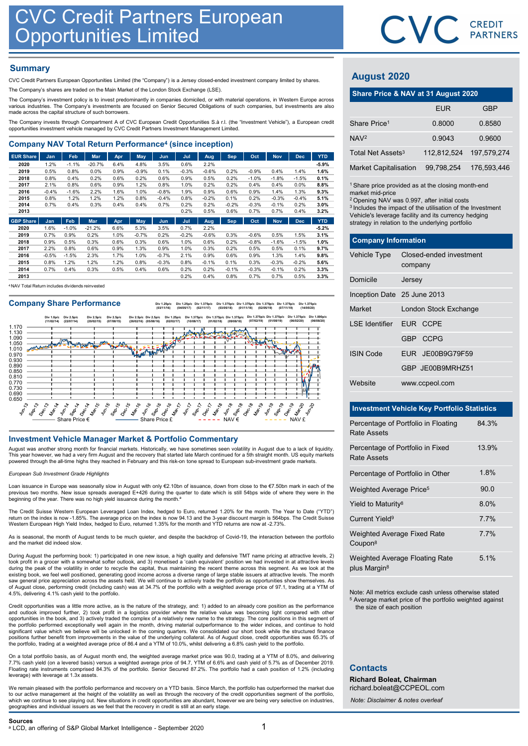# CVC Credit Partners European Opportunities Limited

CVC CREDIT PARTNERS

## Summary

CVC Credit Partners European Opportunities Limited (the "Company") is a Jersey closed-ended investment company limited by shares.

The Company's shares are traded on the Main Market of the London Stock Exchange (LSE).

The Company's investment policy is to invest predominantly in companies domiciled, or with material operations, in Western Europe across various industries. The Company's investments are focused on Senior Secured Obligations of such companies, but investments are also made across the capital structure of such borrowers.

The Company invests through Compartment A of CVC European Credit Opportunities S.à r.l. (the "Investment Vehicle"), a European credit opportunities investment vehicle managed by CVC Credit Partners Investment Management Limited.

## Company NAV Total Return Performance[4] (since inception)

| EUR Share | Jan | Feb | Mar | Apr | May | Jun | Jul | Aug | Sep | Oct | Nov | Dec | YTD |
|---|---|---|---|---|---|---|---|---|---|---|---|---|---|
| **2020** | 1.2% | -1.1% | -20.7% | 6.4% | 4.8% | 3.5% | 0.6% | 2.2% | | | | | **-5.9%** |
| **2019** | 0.5% | 0.8% | 0.0% | 0.9% | -0.9% | 0.1% | -0.3% | -0.6% | 0.2% | -0.9% | 0.4% | 1.4% | **1.6%** |
| **2018** | 0.8% | 0.4% | 0.2% | 0.6% | 0.2% | 0.6% | 0.9% | 0.5% | 0.2% | -1.0% | -1.8% | -1.5% | **0.1%** |
| **2017** | 2.1% | 0.8% | 0.6% | 0.9% | 1.2% | 0.8% | 1.0% | 0.2% | 0.2% | 0.4% | 0.4% | 0.0% | **8.8%** |
| **2016** | -0.4% | -1.6% | 2.2% | 1.6% | 1.0% | -0.8% | 1.9% | 0.9% | 0.6% | 0.9% | 1.4% | 1.3% | **9.3%** |
| **2015** | 0.8% | 1.2% | 1.2% | 1.2% | 0.8% | -0.4% | 0.8% | -0.2% | 0.1% | 0.2% | -0.3% | -0.4% | **5.1%** |
| **2014** | 0.7% | 0.4% | 0.3% | 0.4% | 0.4% | 0.7% | 0.2% | 0.2% | -0.2% | -0.3% | -0.1% | 0.2% | **3.0%** |
| **2013** | | | | | | | 0.2% | 0.5% | 0.6% | 0.7% | 0.7% | 0.4% | **3.2%** |

| GBP Share | Jan | Feb | Mar | Apr | May | Jun | Jul | Aug | Sep | Oct | Nov | Dec | YTD |
|---|---|---|---|---|---|---|---|---|---|---|---|---|---|
| **2020** | 1.6% | -1.0% | -21.2% | 6.6% | 5.3% | 3.5% | 0.7% | 2.2% | | | | | **-5.2%** |
| **2019** | 0.7% | 0.9% | 0.2% | 1.0% | -0.7% | 0.2% | -0.2% | -0.6% | 0.3% | -0.6% | 0.5% | 1.5% | **3.1%** |
| **2018** | 0.9% | 0.5% | 0.3% | 0.6% | 0.3% | 0.6% | 1.0% | 0.6% | 0.2% | -0.8% | -1.6% | -1.5% | **1.0%** |
| **2017** | 2.2% | 0.8% | 0.6% | 0.9% | 1.3% | 0.9% | 1.0% | 0.3% | 0.2% | 0.5% | 0.5% | 0.1% | **9.7%** |
| **2016** | -0.5% | -1.5% | 2.3% | 1.7% | 1.0% | -0.7% | 2.1% | 0.9% | 0.6% | 0.9% | 1.3% | 1.4% | **9.8%** |
| **2015** | 0.8% | 1.2% | 1.2% | 1.2% | 0.8% | -0.3% | 0.8% | -0.1% | 0.1% | 0.3% | -0.3% | -0.2% | **5.6%** |
| **2014** | 0.7% | 0.4% | 0.3% | 0.5% | 0.4% | 0.6% | 0.2% | 0.2% | -0.1% | -0.3% | -0.1% | 0.2% | **3.3%** |
| **2013** | | | | | | | 0.2% | 0.4% | 0.8% | 0.7% | 0.7% | 0.5% | **3.3%** |

[4] NAV Total Return includes dividends reinvested

## Company Share Performance

Dividends: Div 1.0p/c (11/02/14), Div 2.5p/c (22/07/14), Div 2.5p/c (20/02/15), Div 2.5p/c (07/08/15), Div 2.5p/c (26/02/16), Div 2.5p/c (05/08/16), Div 1.25p/c (03/11/16), Div 1.25p/c (02/02/17), Div 1.25p/c (04/05/17), Div 1.375p/c (02/11/17), Div 1.375p/c (10/08/17), Div 1.375p/c (01/02/18), Div 1.375p/c (03/05/18), Div 1.375p/c (09/08/18), Div 1.375p/c (01/11/18), Div 1.375p/c (07/02/19), Div 1.375p/c (02/05/19), Div 1.375p/c (01/08/19), Div 1.375p/c (07/11/19), Div 1.375p/c (06/02/20), Div 1.375p/c (14/05/20), Div 1.000p/c (06/08/20)

Legend: Share Price €, Share Price £, NAV €, NAV £

## Investment Vehicle Manager Market & Portfolio Commentary

August was another strong month for financial markets. Historically, we have sometimes seen volatility in August due to a lack of liquidity. This year however, we had a very firm August and the recovery that started late March continued for a 5th straight month. US equity markets powered through the all-time highs they reached in February and this risk-on tone spread to European sub-investment grade markets.

*European Sub Investment Grade Highlights*

Loan issuance in Europe was seasonally slow in August with only €2.10bn of issuance, down from close to the €7.50bn mark in each of the previous two months. New issue spreads averaged E+426 during the quarter to date which is still 54bps wide of where they were in the beginning of the year. There was no high yield issuance during the month.[a]

The Credit Suisse Western European Leveraged Loan Index, hedged to Euro, returned 1.20% for the month. The Year to Date ("YTD") return on the index is now -1.85%. The average price on the index is now 94.13 and the 3-year discount margin is 564bps. The Credit Suisse Western European High Yield Index, hedged to Euro, returned 1.35% for the month and YTD returns are now at -2.73%.

As is seasonal, the month of August tends to be much quieter, and despite the backdrop of Covid-19, the interaction between the portfolio and the market did indeed slow.

During August the performing book: 1) participated in one new issue, a high quality and defensive TMT name pricing at attractive levels, 2) took profit in a grocer with a somewhat softer outlook, and 3) monetised a 'cash equivalent' position we had invested in at attractive levels during the peak of the volatility in order to recycle the capital, thus maintaining the recent theme across this segment. As we look at the existing book, we feel well positioned, generating good income across a diverse range of large stable issuers at attractive levels. The month saw general price appreciation across the assets held. We will continue to actively trade the portfolio as opportunities show themselves. As of August close, performing credit (including cash) was at 34.7% of the portfolio with a weighted average price of 97.1, trading at a YTM of 4.5%, delivering 4.1% cash yield to the portfolio.

Credit opportunities was a little more active, as is the nature of the strategy, and: 1) added to an already core position as the performance and outlook improved further, 2) took profit in a logistics provider where the relative value was becoming light compared with other opportunities in the book, and 3) actively traded the complex of a relatively new name to the strategy. The core positions in this segment of the portfolio performed exceptionally well again in the month, driving material outperformance to the wider indices, and continue to hold significant value which we believe will be unlocked in the coming quarters. We consolidated our short book while the structured finance positions further benefit from improvements in the value of the underlying collateral. As of August close, credit opportunities was 65.3% of the portfolio, trading at a weighted average price of 86.4 and a YTM of 10.0%, whilst delivering a 6.8% cash yield to the portfolio.

On a total portfolio basis, as of August month end, the weighted average market price was 90.0, trading at a YTM of 8.0%, and delivering 7.7% cash yield (on a levered basis) versus a weighted average price of 94.7, YTM of 6.6% and cash yield of 5.7% as of December 2019. Floating rate instruments comprised 84.3% of the portfolio. Senior Secured 87.2%. The portfolio had a cash position of 1.2% (including leverage) with leverage at 1.3x assets.

We remain pleased with the portfolio performance and recovery on a YTD basis. Since March, the portfolio has outperformed the market due to our active management at the height of the volatility as well as through the recovery of the credit opportunities segment of the portfolio, which we continue to see playing out. New situations in credit opportunities are abundant, however we are being very selective on industries, geographies and individual issuers as we feel that the recovery in credit is still at an early stage.

**Sources**

[a] LCD, an offering of S&P Global Market Intelligence - September 2020

## August 2020

### Share Price & NAV at 31 August 2020

| | EUR | GBP |
|---|---|---|
| Share Price[1] | 0.8000 | 0.8580 |
| NAV[2] | 0.9043 | 0.9600 |
| Total Net Assets[3] | 112,812,524 | 197,579,274 |
| Market Capitalisation | 99,798,254 | 176,593,446 |

[1] Share price provided as at the closing month-end market mid-price
[2] Opening NAV was 0.997, after initial costs
[3] Includes the impact of the utilisation of the Investment Vehicle's leverage facility and its currency hedging strategy in relation to the underlying portfolio

### Company Information

| | |
|---|---|
| Vehicle Type | Closed-ended investment company |
| Domicile | Jersey |
| Inception Date | 25 June 2013 |
| Market | London Stock Exchange |
| LSE Identifier | EUR CCPE |
| | GBP CCPG |
| ISIN Code | EUR JE00B9G79F59 |
| | GBP JE00B9MRHZ51 |
| Website | www.ccpeol.com |

### Investment Vehicle Key Portfolio Statistics

| | |
|---|---|
| Percentage of Portfolio in Floating Rate Assets | 84.3% |
| Percentage of Portfolio in Fixed Rate Assets | 13.9% |
| Percentage of Portfolio in Other | 1.8% |
| Weighted Average Price[5] | 90.0 |
| Yield to Maturity[8] | 8.0% |
| Current Yield[9] | 7.7% |
| Weighted Average Fixed Rate Coupon[8] | 7.7% |
| Weighted Average Floating Rate plus Margin[8] | 5.1% |

Note: All metrics exclude cash unless otherwise stated
[5] Average market price of the portfolio weighted against the size of each position

## Contacts

**Richard Boleat, Chairman**
richard.boleat@CCPEOL.com

*Note: Disclaimer & notes overleaf*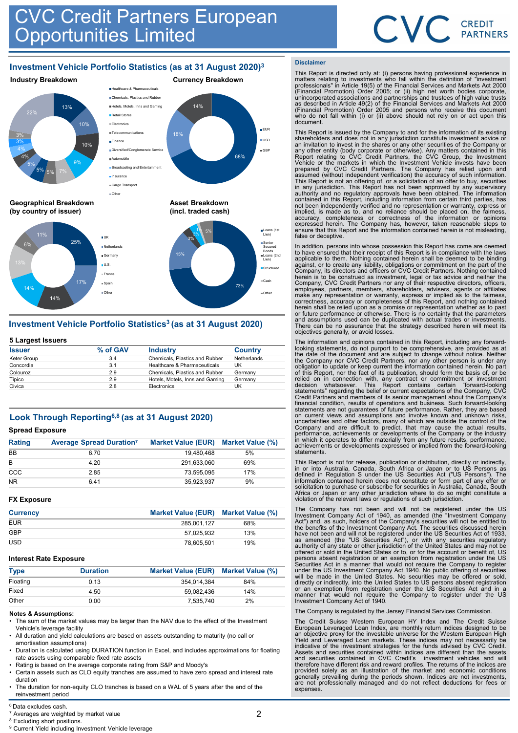# CVC Credit Partners European Opportunities Limited

## Investment Vehicle Portfolio Statistics (as at 31 August 2020)[3]

### Industry Breakdown

13%
10%
10%
9%
7%
5%
5%
4%
4%
3%
3%
22%

Healthcare & Pharmaceuticals
Chemicals, Plastics and Rubber
Hotels, Motels, Inns and Gaming
Retail Stores
Electronics
Telecommunications
Finance
Diversified/Conglomerate Service
Automobile
Broadcasting and Entertainment
Insurance
Cargo Transport
Other

### Currency Breakdown

68%
18%
14%

EUR
USD
GBP

### Geographical Breakdown (by country of issuer)

25%
17%
14%
14%
13%
6%
11%

UK
Netherlands
Germany
U.S.
France
Spain
Other

### Asset Breakdown (incl. traded cash)

73%
15%
3%
3%
1%
5%

Loans (1st Lien)
Senior Secured Bonds
Loans (2nd Lien)
Structured
Cash
Other

## Investment Vehicle Portfolio Statistics[3] (as at 31 August 2020)

### 5 Largest Issuers

| Issuer | % of GAV | Industry | Country |
|---|---|---|---|
| Keter Group | 3.4 | Chemicals, Plastics and Rubber | Netherlands |
| Concordia | 3.1 | Healthcare & Pharmaceuticals | UK |
| Colouroz | 2.9 | Chemicals, Plastics and Rubber | Germany |
| Tipico | 2.9 | Hotels, Motels, Inns and Gaming | Germany |
| Civica | 2.8 | Electronics | UK |

## Look Through Reporting[6,8] (as at 31 August 2020)

### Spread Exposure

| Rating | Average Spread Duration[7] | Market Value (EUR) | Market Value (%) |
|---|---|---|---|
| BB | 6.70 | 19,480,468 | 5% |
| B | 4.20 | 291,633,060 | 69% |
| CCC | 2.85 | 73,595,095 | 17% |
| NR | 6.41 | 35,923,937 | 9% |

### FX Exposure

| Currency | Market Value (EUR) | Market Value (%) |
|---|---|---|
| EUR | 285,001,127 | 68% |
| GBP | 57,025,932 | 13% |
| USD | 78,605,501 | 19% |

### Interest Rate Exposure

| Type | Duration | Market Value (EUR) | Market Value (%) |
|---|---|---|---|
| Floating | 0.13 | 354,014,384 | 84% |
| Fixed | 4.50 | 59,082,436 | 14% |
| Other | 0.00 | 7,535,740 | 2% |

**Notes & Assumptions:**

- The sum of the market values may be larger than the NAV due to the effect of the Investment Vehicle's leverage facility
- All duration and yield calculations are based on assets outstanding to maturity (no call or amortisation assumptions)
- Duration is calculated using DURATION function in Excel, and includes approximations for floating rate assets using comparable fixed rate assets
- Rating is based on the average corporate rating from S&P and Moody's
- Certain assets such as CLO equity tranches are assumed to have zero spread and interest rate duration
- The duration for non-equity CLO tranches is based on a WAL of 5 years after the end of the reinvestment period

[6] Data excludes cash.
[7] Averages are weighted by market value
[8] Excluding short positions.
[9] Current Yield including Investment Vehicle leverage

### Disclaimer

This Report is directed only at: (i) persons having professional experience in matters relating to investments who fall within the definition of "investment professionals" in Article 19(5) of the Financial Services and Markets Act 2000 (Financial Promotion) Order 2005; or (ii) high net worth bodies corporate, unincorporated associations and partnerships and trustees of high value trusts as described in Article 49(2) of the Financial Services and Markets Act 2000 (Financial Promotion) Order 2005 and persons who receive this document who do not fall within (i) or (ii) above should not rely on or act upon this document.

This Report is issued by the Company to and for the information of its existing shareholders and does not in any jurisdiction constitute investment advice or an invitation to invest in the shares or any other securities of the Company or any other entity (body corporate or otherwise). Any matters contained in this Report relating to CVC Credit Partners, the CVC Group, the Investment Vehicle or the markets in which the Investment Vehicle invests have been prepared by CVC Credit Partners. The Company has relied upon and assumed (without independent verification) the accuracy of such information. This Report is not an offering of, or a solicitation of an offer to buy, securities in any jurisdiction. This Report has not been approved by any supervisory authority and no regulatory approvals have been obtained. The information contained in this Report, including information from certain third parties, has not been independently verified and no representation or warranty, express or implied, is made as to, and no reliance should be placed on, the fairness, accuracy, completeness or correctness of the information or opinions expressed herein. The Company has, however, taken reasonable steps to ensure that this Report and the information contained herein is not misleading, false or deceptive.

In addition, persons into whose possession this Report has come are deemed to have ensured that their receipt of this Report is in compliance with the laws applicable to them. Nothing contained herein shall be deemed to be binding against, or to create any liability, obligations or commitment on the part of the Company, its directors and officers or CVC Credit Partners. Nothing contained herein is to be construed as investment, legal or tax advice and neither the Company, CVC Credit Partners nor any of their respective directors, officers, employees, partners, members, shareholders, advisers, agents or affiliates make any representation or warranty, express or implied as to the fairness, correctness, accuracy or completeness of this Report, and nothing contained herein shall be relied upon as a promise or representation whether as to past or future performance or otherwise. There is no certainty that the parameters and assumptions used can be duplicated with actual trades or investments. There can be no assurance that the strategy described herein will meet its objectives generally, or avoid losses.

The information and opinions contained in this Report, including any forward-looking statements, do not purport to be comprehensive, are provided as at the date of the document and are subject to change without notice. Neither the Company nor CVC Credit Partners, nor any other person is under any obligation to update or keep current the information contained herein. No part of this Report, nor the fact of its publication, should form the basis of, or be relied on in connection with, any contract or commitment or investment decision whatsoever. This Report contains certain "forward-looking statements" regarding the belief or current expectations of the Company, CVC Credit Partners and members of its senior management about the Company's financial condition, results of operations and business. Such forward-looking statements are not guarantees of future performance. Rather, they are based on current views and assumptions and involve known and unknown risks, uncertainties and other factors, many of which are outside the control of the Company and are difficult to predict, that may cause the actual results, performance, achievements or developments of the Company or the industry in which it operates to differ materially from any future results, performance, achievements or developments expressed or implied from the forward-looking statements.

This Report is not for release, publication or distribution, directly or indirectly, in or into Australia, Canada, South Africa or Japan or to US Persons as defined in Regulation S under the US Securities Act ("US Persons"). The information contained herein does not constitute or form part of any offer or solicitation to purchase or subscribe for securities in Australia, Canada, South Africa or Japan or any other jurisdiction where to do so might constitute a violation of the relevant laws or regulations of such jurisdiction.

The Company has not been and will not be registered under the US Investment Company Act of 1940, as amended (the "Investment Company Act") and, as such, holders of the Company's securities will not be entitled to the benefits of the Investment Company Act. The securities discussed herein have not been and will not be registered under the US Securities Act of 1933, as amended (the "US Securities Act"), or with any securities regulatory authority of any state or other jurisdiction of the United States and may not be offered or sold in the United States or to, or for the account or benefit of, US persons absent registration or an exemption from registration under the US Securities Act in a manner that would not require the Company to register under the US Investment Company Act 1940. No public offering of securities will be made in the United States. No securities may be offered or sold, directly or indirectly, into the United States to US persons absent registration or an exemption from registration under the US Securities Act and in a manner that would not require the Company to register under the US Investment Company Act of 1940.

The Company is regulated by the Jersey Financial Services Commission.

The Credit Suisse Western European HY Index and The Credit Suisse European Leveraged Loan Index, are monthly return indices designed to be an objective proxy for the investable universe for the Western European High Yield and Leveraged Loan markets. These indices may not necessarily be indicative of the investment strategies for the funds advised by CVC Credit. Assets and securities contained within indices are different than the assets and securities contained in CVC Credit's investment vehicles and will therefore have different risk and reward profiles. The returns of the indices are provided solely as an illustration of the market and economic conditions generally prevailing during the periods shown. Indices are not investments, are not professionally managed and do not reflect deductions for fees or expenses.